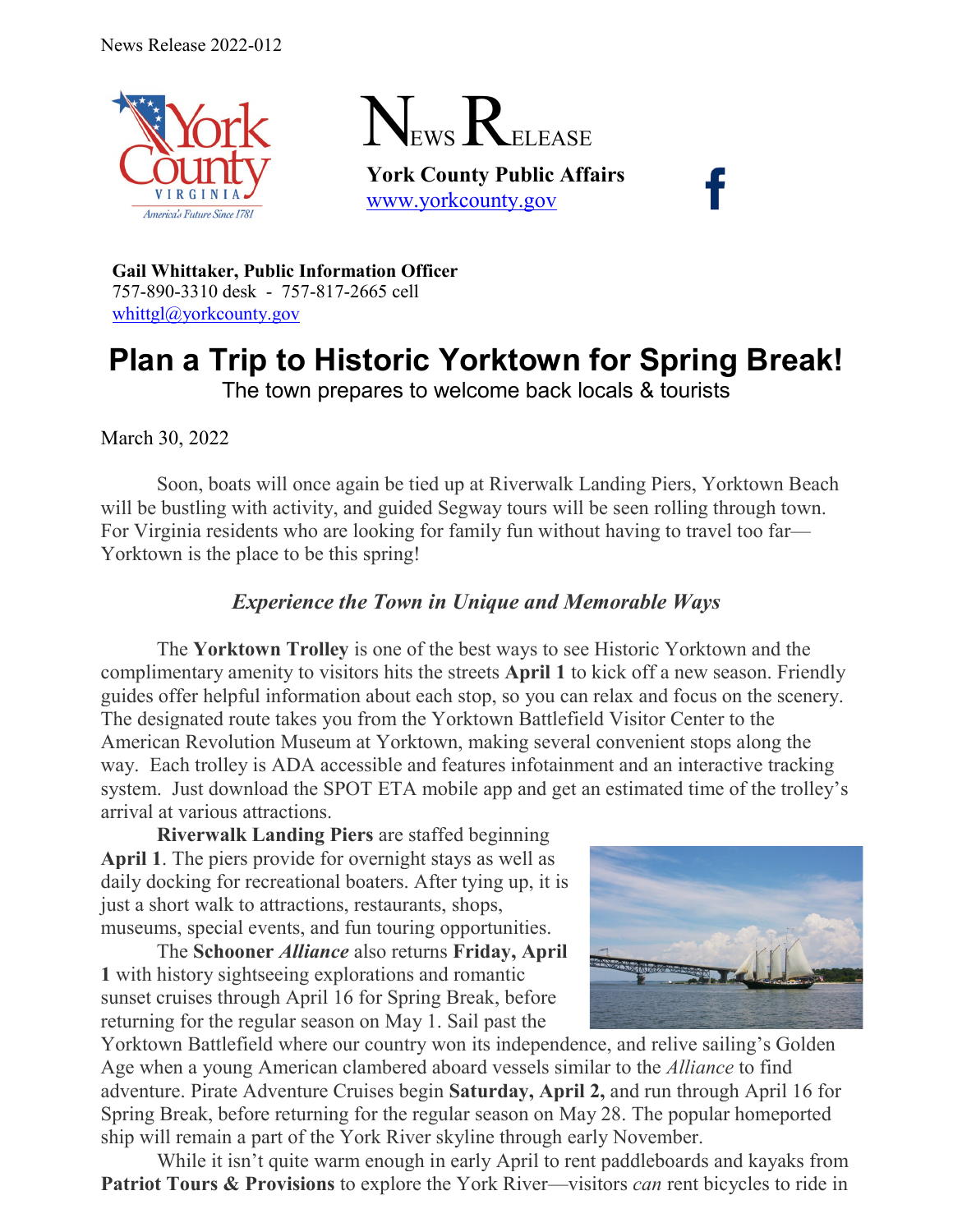News Release 2022-012

NEWS RELEASE

**York County Public Affairs**
[www.yorkcounty.gov](http://www.yorkcounty.gov)

**Gail Whittaker, Public Information Officer**
757-890-3310 desk - 757-817-2665 cell
[whittgl@yorkcounty.gov](mailto:whittgl@yorkcounty.gov)

# Plan a Trip to Historic Yorktown for Spring Break!

The town prepares to welcome back locals & tourists

March 30, 2022

Soon, boats will once again be tied up at Riverwalk Landing Piers, Yorktown Beach will be bustling with activity, and guided Segway tours will be seen rolling through town. For Virginia residents who are looking for family fun without having to travel too far—Yorktown is the place to be this spring!

### *Experience the Town in Unique and Memorable Ways*

The **Yorktown Trolley** is one of the best ways to see Historic Yorktown and the complimentary amenity to visitors hits the streets **April 1** to kick off a new season. Friendly guides offer helpful information about each stop, so you can relax and focus on the scenery. The designated route takes you from the Yorktown Battlefield Visitor Center to the American Revolution Museum at Yorktown, making several convenient stops along the way. Each trolley is ADA accessible and features infotainment and an interactive tracking system. Just download the SPOT ETA mobile app and get an estimated time of the trolley's arrival at various attractions.

**Riverwalk Landing Piers** are staffed beginning **April 1**. The piers provide for overnight stays as well as daily docking for recreational boaters. After tying up, it is just a short walk to attractions, restaurants, shops, museums, special events, and fun touring opportunities.

The **Schooner *Alliance*** also returns **Friday, April 1** with history sightseeing explorations and romantic sunset cruises through April 16 for Spring Break, before returning for the regular season on May 1. Sail past the Yorktown Battlefield where our country won its independence, and relive sailing's Golden Age when a young American clambered aboard vessels similar to the *Alliance* to find adventure. Pirate Adventure Cruises begin **Saturday, April 2,** and run through April 16 for Spring Break, before returning for the regular season on May 28. The popular homeported ship will remain a part of the York River skyline through early November.

While it isn't quite warm enough in early April to rent paddleboards and kayaks from **Patriot Tours & Provisions** to explore the York River—visitors *can* rent bicycles to ride in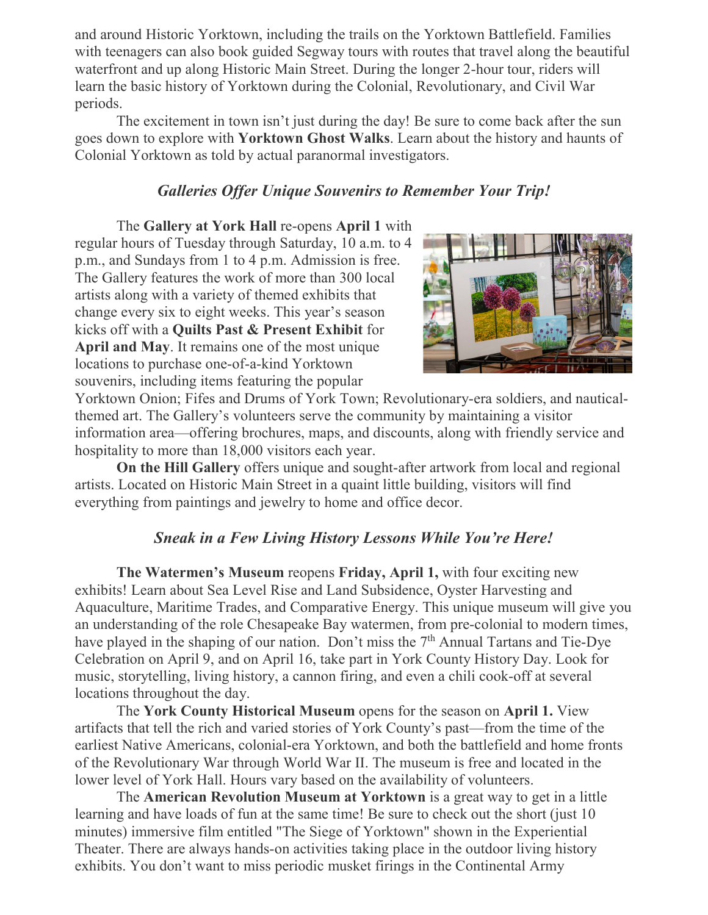and around Historic Yorktown, including the trails on the Yorktown Battlefield. Families with teenagers can also book guided Segway tours with routes that travel along the beautiful waterfront and up along Historic Main Street. During the longer 2-hour tour, riders will learn the basic history of Yorktown during the Colonial, Revolutionary, and Civil War periods.

The excitement in town isn't just during the day! Be sure to come back after the sun goes down to explore with **Yorktown Ghost Walks**. Learn about the history and haunts of Colonial Yorktown as told by actual paranormal investigators.

### *Galleries Offer Unique Souvenirs to Remember Your Trip!*

The **Gallery at York Hall** re-opens **April 1** with regular hours of Tuesday through Saturday, 10 a.m. to 4 p.m., and Sundays from 1 to 4 p.m. Admission is free. The Gallery features the work of more than 300 local artists along with a variety of themed exhibits that change every six to eight weeks. This year's season kicks off with a **Quilts Past & Present Exhibit** for **April and May**. It remains one of the most unique locations to purchase one-of-a-kind Yorktown souvenirs, including items featuring the popular Yorktown Onion; Fifes and Drums of York Town; Revolutionary-era soldiers, and nautical-themed art. The Gallery's volunteers serve the community by maintaining a visitor information area—offering brochures, maps, and discounts, along with friendly service and hospitality to more than 18,000 visitors each year.

**On the Hill Gallery** offers unique and sought-after artwork from local and regional artists. Located on Historic Main Street in a quaint little building, visitors will find everything from paintings and jewelry to home and office decor.

### *Sneak in a Few Living History Lessons While You're Here!*

**The Watermen's Museum** reopens **Friday, April 1,** with four exciting new exhibits! Learn about Sea Level Rise and Land Subsidence, Oyster Harvesting and Aquaculture, Maritime Trades, and Comparative Energy. This unique museum will give you an understanding of the role Chesapeake Bay watermen, from pre-colonial to modern times, have played in the shaping of our nation. Don't miss the 7th Annual Tartans and Tie-Dye Celebration on April 9, and on April 16, take part in York County History Day. Look for music, storytelling, living history, a cannon firing, and even a chili cook-off at several locations throughout the day.

The **York County Historical Museum** opens for the season on **April 1.** View artifacts that tell the rich and varied stories of York County's past—from the time of the earliest Native Americans, colonial-era Yorktown, and both the battlefield and home fronts of the Revolutionary War through World War II. The museum is free and located in the lower level of York Hall. Hours vary based on the availability of volunteers.

The **American Revolution Museum at Yorktown** is a great way to get in a little learning and have loads of fun at the same time! Be sure to check out the short (just 10 minutes) immersive film entitled "The Siege of Yorktown" shown in the Experiential Theater. There are always hands-on activities taking place in the outdoor living history exhibits. You don't want to miss periodic musket firings in the Continental Army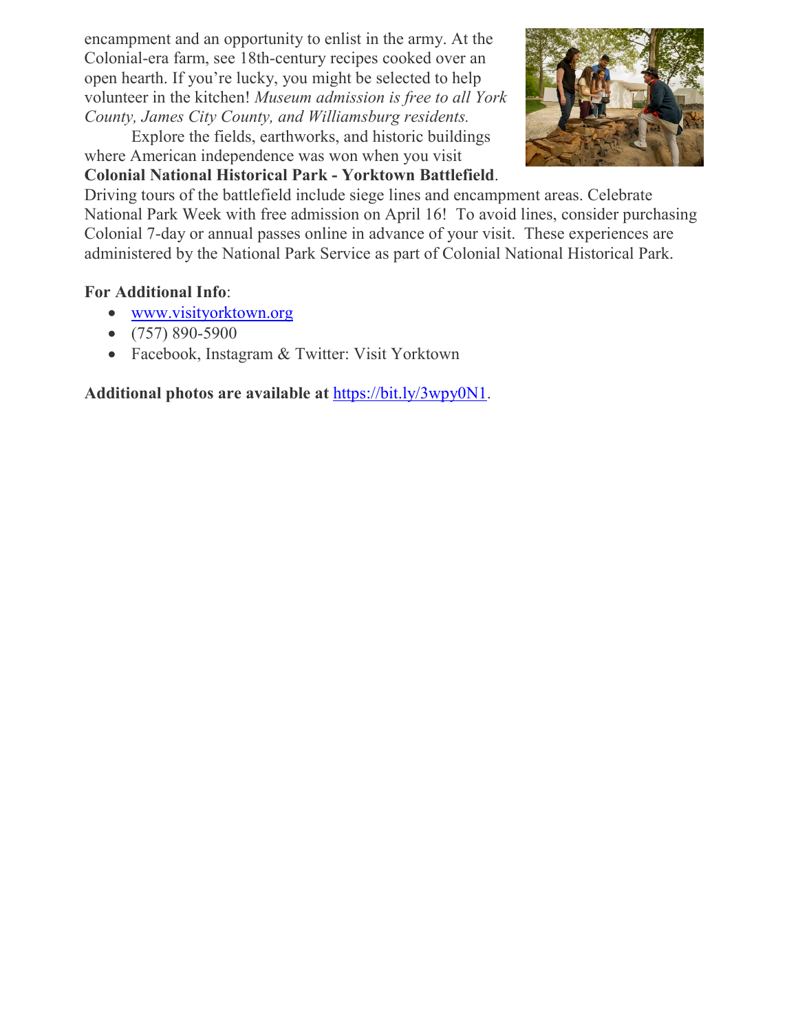encampment and an opportunity to enlist in the army. At the Colonial-era farm, see 18th-century recipes cooked over an open hearth. If you're lucky, you might be selected to help volunteer in the kitchen! *Museum admission is free to all York County, James City County, and Williamsburg residents.*

Explore the fields, earthworks, and historic buildings where American independence was won when you visit **Colonial National Historical Park - Yorktown Battlefield**. Driving tours of the battlefield include siege lines and encampment areas. Celebrate National Park Week with free admission on April 16! To avoid lines, consider purchasing Colonial 7-day or annual passes online in advance of your visit. These experiences are administered by the National Park Service as part of Colonial National Historical Park.

**For Additional Info**:

- www.visityorktown.org
- (757) 890-5900
- Facebook, Instagram & Twitter: Visit Yorktown

**Additional photos are available at** https://bit.ly/3wpy0N1.